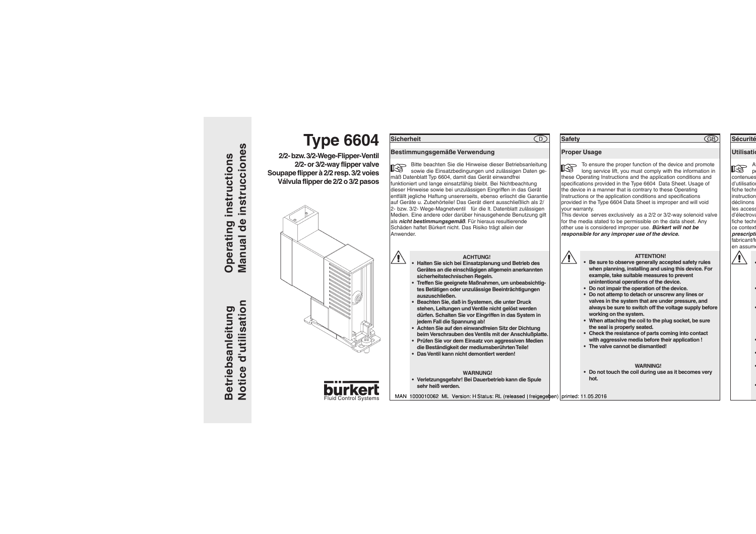**Betriebsanleitung**
**Notice d'utilisation**

**Operating instructions**
**Manual de instrucciones**

# Type 6604

**2/2- bzw. 3/2-Wege-Flipper-Ventil**
**2/2- or 3/2-way flipper valve**
**Soupape flipper à 2/2 resp. 3/2 voies**
**Válvula flipper de 2/2 o 3/2 pasos**

bürkert
Fluid Control Systems

## Sicherheit (D)

### Bestimmungsgemäße Verwendung

Bitte beachten Sie die Hinweise dieser Betriebsanleitung sowie die Einsatzbedingungen und zulässigen Daten gemäß Datenblatt Typ 6604, damit das Gerät einwandfrei funktioniert und lange einsatzfähig bleibt. Bei Nichtbeachtung dieser Hinweise sowie bei unzulässigen Eingriffen in das Gerät entfällt jegliche Haftung unsererseits, ebenso erlischt die Garantie auf Geräte u. Zubehörteile! Das Gerät dient ausschließlich als 2/2- bzw. 3/2- Wege-Magnetventil für die lt. Datenblatt zulässigen Medien. Eine andere oder darüber hinausgehende Benutzung gilt als ***nicht bestimmungsgemäß***. Für hieraus resultierende Schäden haftet Bürkert nicht. Das Risiko trägt allein der Anwender.

**ACHTUNG!**

- **Halten Sie sich bei Einsatzplanung und Betrieb des Gerätes an die einschlägigen allgemein anerkannten sicherheitstechnischen Regeln.**
- **Treffen Sie geeignete Maßnahmen, um unbeabsichtigtes Betätigen oder unzulässige Beeinträchtigungen auszuschließen.**
- **Beachten Sie, daß in Systemen, die unter Druck stehen, Leitungen und Ventile nicht gelöst werden dürfen. Schalten Sie vor Eingriffen in das System in jedem Fall die Spannung ab!**
- **Achten Sie auf den einwandfreien Sitz der Dichtung beim Verschrauben des Ventils mit der Anschlußplatte.**
- **Prüfen Sie vor dem Einsatz von aggressiven Medien die Beständigkeit der mediumsberührten Teile!**
- **Das Ventil kann nicht demontiert werden!**

**WARNUNG!**

- **Verletzungsgefahr! Bei Dauerbetrieb kann die Spule sehr heiß werden.**

## Safety (GB)

### Proper Usage

To ensure the proper function of the device and promote long service lift, you must comply with the information in these Operating Instructions and the application conditions and specifications provided in the Type 6604 Data Sheet. Usage of the device in a manner that is contrary to these Operating Instructions or the application conditions and specifications provided in the Type 6604 Data Sheet is improper and will void your warranty.
This device serves exclusively as a 2/2 or 3/2-way solenoid valve for the media stated to be permissible on the data sheet. Any other use is considered improper use. ***Bürkert will not be responsible for any improper use of the device.***

**ATTENTION!**

- **Be sure to observe generally accepted safety rules when planning, installing and using this device. For example, take suitable measures to prevent unintentional operations of the device.**
- **Do not impair the operation of the device.**
- **Do not attemp to detach or unscrew any lines or valves in the system that are under pressure, and always be sure to switch off the voltage supply before working on the system.**
- **When attaching the coil to the plug socket, be sure the seal is properly seated.**
- **Check the resistance of parts coming into contact with aggressive media before their application !**
- **The valve cannot be dismantled!**

**WARNING!**

- **Do not touch the coil during use as it becomes very hot.**

MAN 1000010062 ML Version: H Status: RL (released | freigegeben) printed: 11.05.2016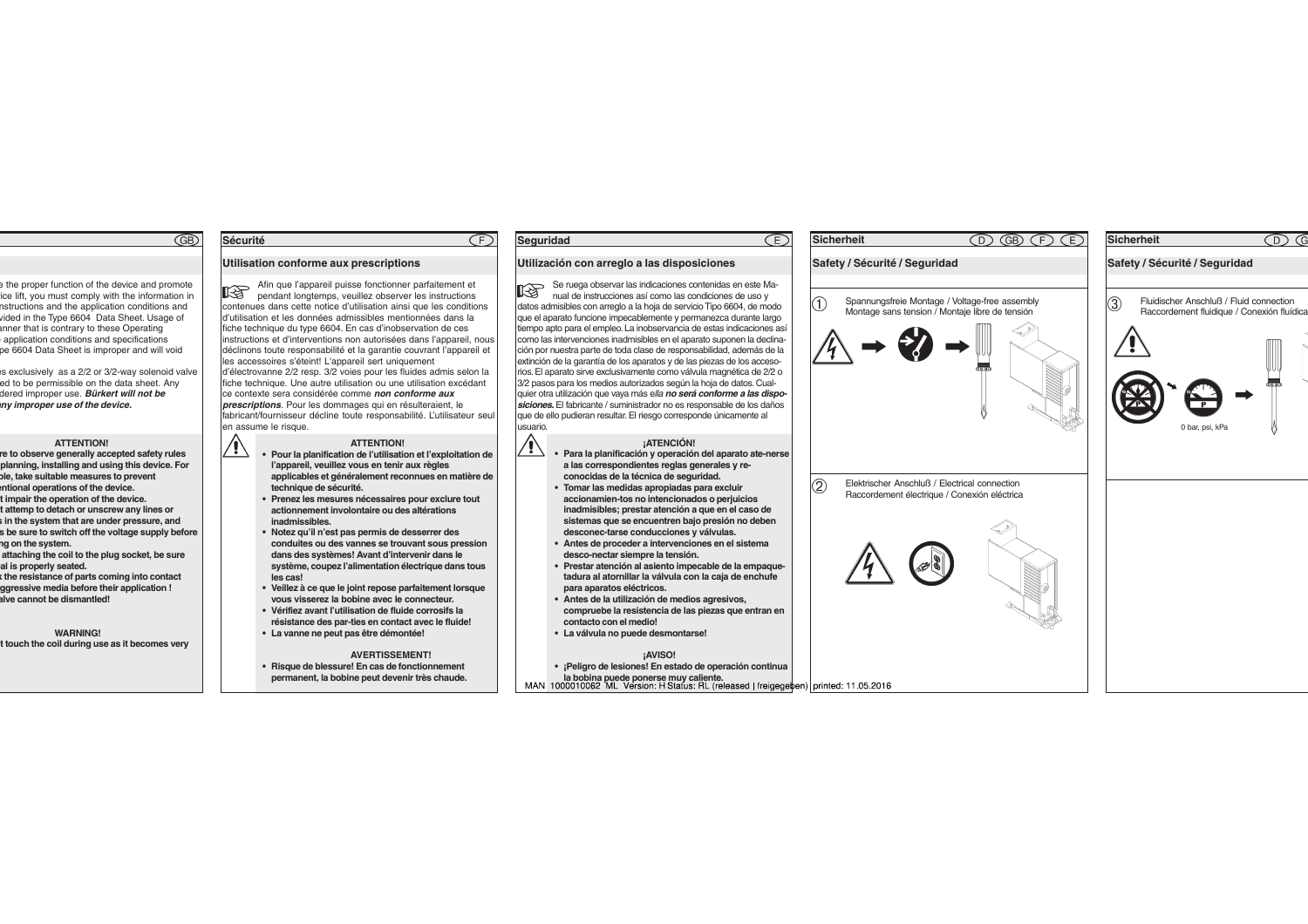e the proper function of the device and promote
ice lift, you must comply with the information in
nstructions and the application conditions and
vided in the Type 6604 Data Sheet. Usage of
nner that is contrary to these Operating
application conditions and specifications
pe 6604 Data Sheet is improper and will void

es exclusively as a 2/2 or 3/2-way solenoid valve
ed to be permissible on the data sheet. Any
dered improper use. ***Bürkert will not be
ny improper use of the device.***

**ATTENTION!**

**re to observe generally accepted safety rules
planning, installing and using this device. For
ble, take suitable measures to prevent
ntional operations of the device.**

**t impair the operation of the device.**

**t attempt to detach or unscrew any lines or
s in the system that are under pressure, and
s be sure to switch off the voltage supply before
ng on the system.**

**attaching the coil to the plug socket, be sure
al is properly seated.**

**k the resistance of parts coming into contact
ggressive media before their application !**

**alve cannot be dismantled!**

**WARNING!**

**t touch the coil during use as it becomes very**

## Sécurité

### Utilisation conforme aux prescriptions

Afin que l'appareil puisse fonctionner parfaitement et pendant longtemps, veuillez observer les instructions contenues dans cette notice d'utilisation ainsi que les conditions d'utilisation et les données admissibles mentionnées dans la fiche technique du type 6604. En cas d'inobservation de ces instructions et d'interventions non autorisées dans l'appareil, nous déclinons toute responsabilité et la garantie couvrant l'appareil et les accessoires s'éteint! L'appareil sert uniquement d'électrovanne 2/2 resp. 3/2 voies pour les fluides admis selon la fiche technique. Une autre utilisation ou une utilisation excédant ce contexte sera considérée comme ***non conforme aux prescriptions***. Pour les dommages qui en résulteraient, le fabricant/fournisseur décline toute responsabilité. L'utilisateur seul en assume le risque.

**ATTENTION!**

- **Pour la planification de l'utilisation et l'exploitation de l'appareil, veuillez vous en tenir aux règles applicables et généralement reconnues en matière de technique de sécurité.**
- **Prenez les mesures nécessaires pour exclure tout actionnement involontaire ou des altérations inadmissibles.**
- **Notez qu'il n'est pas permis de desserrer des conduites ou des vannes se trouvant sous pression dans des systèmes! Avant d'intervenir dans le système, coupez l'alimentation électrique dans tous les cas!**
- **Veillez à ce que le joint repose parfaitement lorsque vous vissez la bobine avec le connecteur.**
- **Vérifiez avant l'utilisation de fluide corrosifs la résistance des par-ties en contact avec le fluide!**
- **La vanne ne peut pas être démontée!**

**AVERTISSEMENT!**

- **Risque de blessure! En cas de fonctionnement permanent, la bobine peut devenir très chaude.**

## Seguridad

### Utilización con arreglo a las disposiciones

Se ruega observar las indicaciones contenidas en este Manual de instrucciones así como las condiciones de uso y datos admisibles con arreglo a la hoja de servicio Tipo 6604, de modo que el aparato funcione impecablemente y permanezca durante largo tiempo apto para el empleo. La inobservancia de estas indicaciones así como las intervenciones inadmisibles en el aparato suponen la declinación por nuestra parte de toda clase de responsabilidad, además de la extinción de la garantía de los aparatos y de las piezas de los accesorios. El aparato sirve exclusivamente como válvula magnética de 2/2 o 3/2 pasos para los medios autorizados según la hoja de datos. Cualquier otra utilización que vaya más ella ***no será conforme a las disposiciones.*** El fabricante / suministrador no es responsable de los daños que de ello pudieran resultar. El riesgo corresponde únicamente al usuario.

**¡ATENCIÓN!**

- **Para la planificación y operación del aparato atenerse a las correspondientes reglas generales y reconocidas de la técnica de seguridad.**
- **Tomar las medidas apropiadas para excluir accionamien-tos no intencionados o perjuicios inadmisibles; prestar atención a que en el caso de sistemas que se encuentren bajo presión no deben desconec-tarse conducciones y válvulas.**
- **Antes de proceder a intervenciones en el sistema desco-nectar siempre la tensión.**
- **Prestar atención al asiento impecable de la empaquetadura al atornillar la válvula con la caja de enchufe para aparatos eléctricos.**
- **Antes de la utilización de medios agresivos, compruebe la resistencia de las piezas que entran en contacto con el medio!**
- **La válvula no puede desmontarse!**

**¡AVISO!**

- **¡Peligro de lesiones! En estado de operación continua la bobina puede ponerse muy caliente.**

## Sicherheit

### Safety / Sécurité / Seguridad

① Spannungsfreie Montage / Voltage-free assembly
Montage sans tension / Montaje libre de tensión

② Elektrischer Anschluß / Electrical connection
Raccordement électrique / Conexión eléctrica

## Sicherheit

### Safety / Sécurité / Seguridad

③ Fluidischer Anschluß / Fluid connection
Raccordement fluidique / Conexión fluídica

0 bar, psi, kPa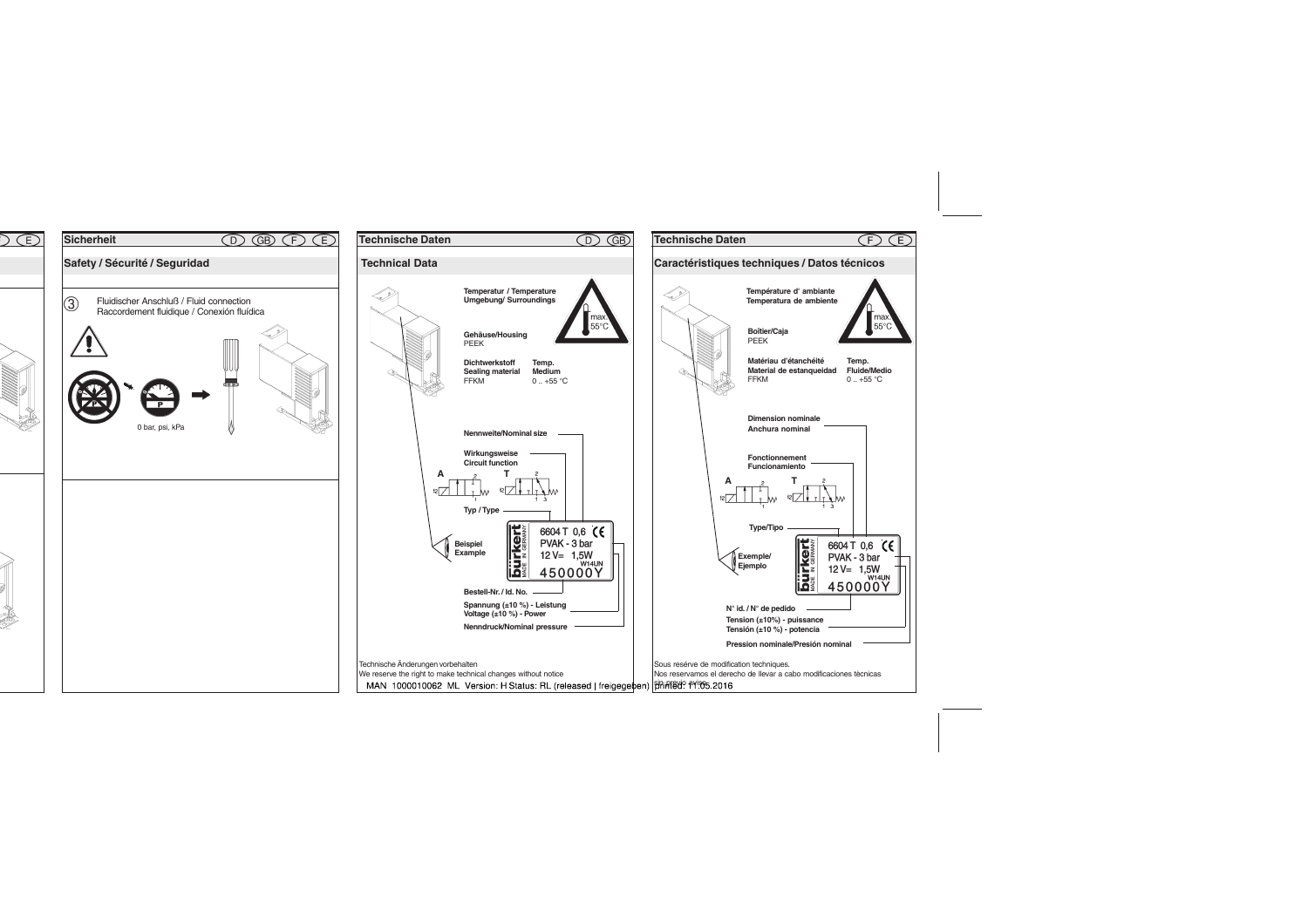## Sicherheit

D GB F E

### Safety / Sécurité / Seguridad

③ Fluidischer Anschluß / Fluid connection
Raccordement fluidique / Conexión fluídica

0 bar, psi, kPa

## Technische Daten

D GB

### Technical Data

**Temperatur / Temperature**
**Umgebung/ Surroundings**

max. 55°C

**Gehäuse/Housing**
PEEK

| Dichtwerkstoff Sealing material | Temp. Medium |
|---|---|
| FFKM | 0 .. +55 °C |

Nennweite/Nominal size

Wirkungsweise
Circuit function

A T

Typ / Type

Beispiel
Example

6604 T 0,6
PVAK - 3 bar
12 V= 1,5W
W14UN
450000Y

Bestell-Nr. / Id. No.

Spannung (±10 %) - Leistung
Voltage (±10 %) - Power

Nenndruck/Nominal pressure

Technische Änderungen vorbehalten
We reserve the right to make technical changes without notice

## Technische Daten

F E

### Caractéristiques techniques / Datos técnicos

**Température d' ambiante**
**Temperatura de ambiente**

max. 55°C

**Boîtier/Caja**
PEEK

| Matériau d'étanchéité Material de estanqueidad | Temp. Fluide/Medio |
|---|---|
| FFKM | 0 .. +55 °C |

Dimension nominale
Anchura nominal

Fonctionnement
Funcionamiento

A T

Type/Tipo

Exemple/
Ejemplo

6604 T 0,6
PVAK - 3 bar
12 V= 1,5W
W14UN
450000Y

N° id. / N° de pedido

Tension (±10%) - puissance
Tensión (±10 %) - potencia

Pression nominale/Presión nominal

Sous resérve de modification techniques.
Nos reservamos el derecho de llevar a cabo modificaciones técnicas sin previo aviso

MAN 1000010062 ML Version: H Status: RL (released | freigegeben) printed: 11.05.2016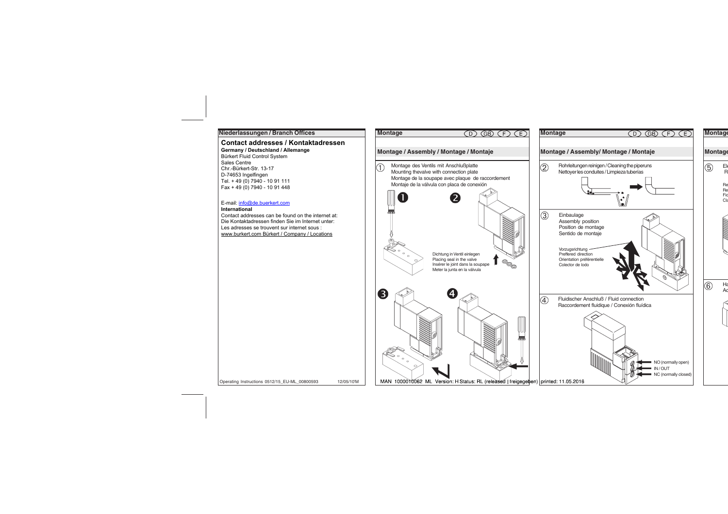## Niederlassungen / Branch Offices

### Contact addresses / Kontaktadressen

**Germany / Deutschland / Allemange**
Bürkert Fluid Control System
Sales Centre
Chr.-Bürkert-Str. 13-17
D-74653 Ingelfingen
Tel. + 49 (0) 7940 - 10 91 111
Fax + 49 (0) 7940 - 10 91 448

E-mail: info@de.buerkert.com

**International**
Contact addresses can be found on the internet at:
Die Kontaktadressen finden Sie im Internet unter:
Les adresses se trouvent sur internet sous :
www.burkert.com Bürkert / Company / Locations

Operating Instructions 0512/15_EU-ML_00800593 12/05/10'M

## Montage

D GB F E

### Montage / Assembly / Montage / Montaje

① Montage des Ventils mit Anschlußplatte
Mounting thevalve with connection plate
Montage de la soupape avec plaque de raccordement
Montaje de la válvula con placa de conexión

❶ ❷

Dichtung in Ventil einlegen
Placing seal in the valve
Insérer le joint dans la soupape
Meter la junta en la válvula

❸ ❹

MAN 1000010062 ML Version: H Status: RL (released | freigegeben) printed: 11.05.2016

## Montage

D GB F E

### Montage / Assembly/ Montage / Montaje

② Rohrleitungen reinigen / Cleaning the piperuns
Nettoyer les conduites / Limpieza tuberías

③ Einbaulage
Assembly position
Position de montage
Sentido de montaje

Vorzugsrichtung
Preffered direction
Orientation préférentielle
Colector de lodo

④ Fluidischer Anschluß / Fluid connection
Raccordement fluidique / Conexión fluídica

NO (normally open)
IN / OUT
NC (normally closed)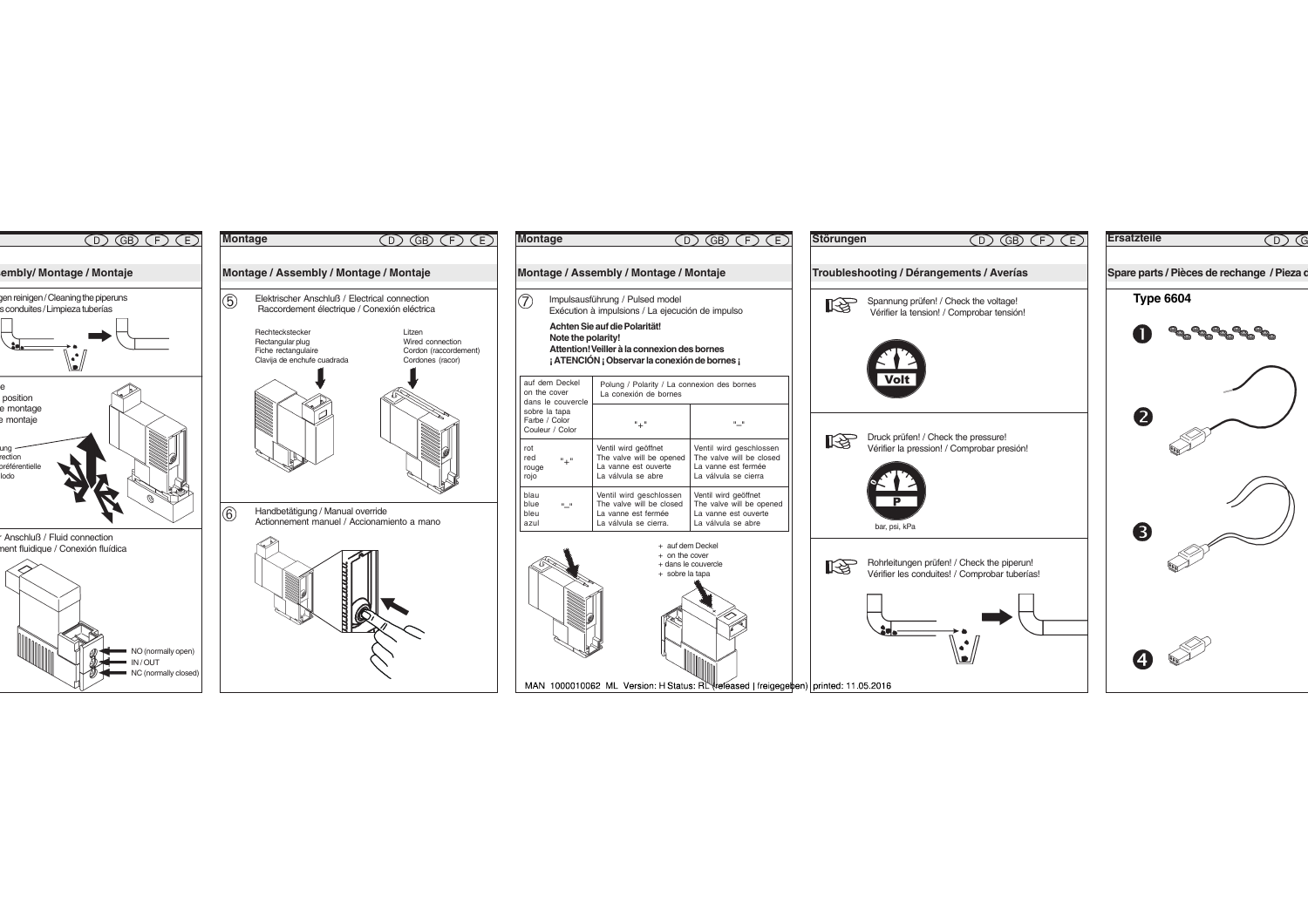## Assembly/ Montage / Montaje

…gen reinigen / Cleaning the piperuns
…s conduites / Limpieza tuberías

…e
… position
…e montage
…e montaje

…ung
…rection
…préférentielle
…lodo

…r Anschluß / Fluid connection
…ment fluidique / Conexión fluídica

NO (normally open)
IN / OUT
NC (normally closed)

## Montage

### Montage / Assembly / Montage / Montaje

⑤ Elektrischer Anschluß / Electrical connection
Raccordement électrique / Conexión eléctrica

Rechteckstecker
Rectangular plug
Fiche rectangulaire
Clavija de enchufe cuadrada

Litzen
Wired connection
Cordon (raccordement)
Cordones (racor)

⑥ Handbetätigung / Manual override
Actionnement manuel / Accionamiento a mano

## Montage

### Montage / Assembly / Montage / Montaje

⑦ Impulsausführung / Pulsed model
Exécution à impulsions / La ejecución de impulso

**Achten Sie auf die Polarität!**
**Note the polarity!**
**Attention! Veiller à la connexion des bornes**
**¡ ATENCIÓN ¡ Observar la conexión de bornes ¡**

| auf dem Deckel / on the cover / dans le couvercle / sobre la tapa / Farbe / Color / Couleur / Color | | Polung / Polarity / La connexion des bornes / La conexión de bornes | |
|---|---|---|---|
| | | "+" | "–" |
| rot / red / rouge / rojo | "+" | Ventil wird geöffnet / The valve will be opened / La vanne est ouverte / La válvula se abre | Ventil wird geschlossen / The valve will be closed / La vanne est fermée / La válvula se cierra |
| blau / blue / bleu / azul | "–" | Ventil wird geschlossen / The valve will be closed / La vanne est fermée / La válvula se cierra. | Ventil wird geöffnet / The valve will be opened / La vanne est ouverte / La válvula se abre |

\+ auf dem Deckel
\+ on the cover
\+ dans le couvercle
\+ sobre la tapa

## Störungen

### Troubleshooting / Dérangements / Averías

Spannung prüfen! / Check the voltage!
Vérifier la tension! / Comprobar tensión!

Volt

Druck prüfen! / Check the pressure!
Vérifier la pression! / Comprobar presión!

P

bar, psi, kPa

Rohrleitungen prüfen! / Check the piperun!
Vérifier les conduites! / Comprobar tuberías!

## Ersatzteile

### Spare parts / Pièces de rechange / Pieza d…

**Type 6604**

❶

❷

❸

❹

MAN 1000010062 ML Version: H Status: RL (released | freigegeben) printed: 11.05.2016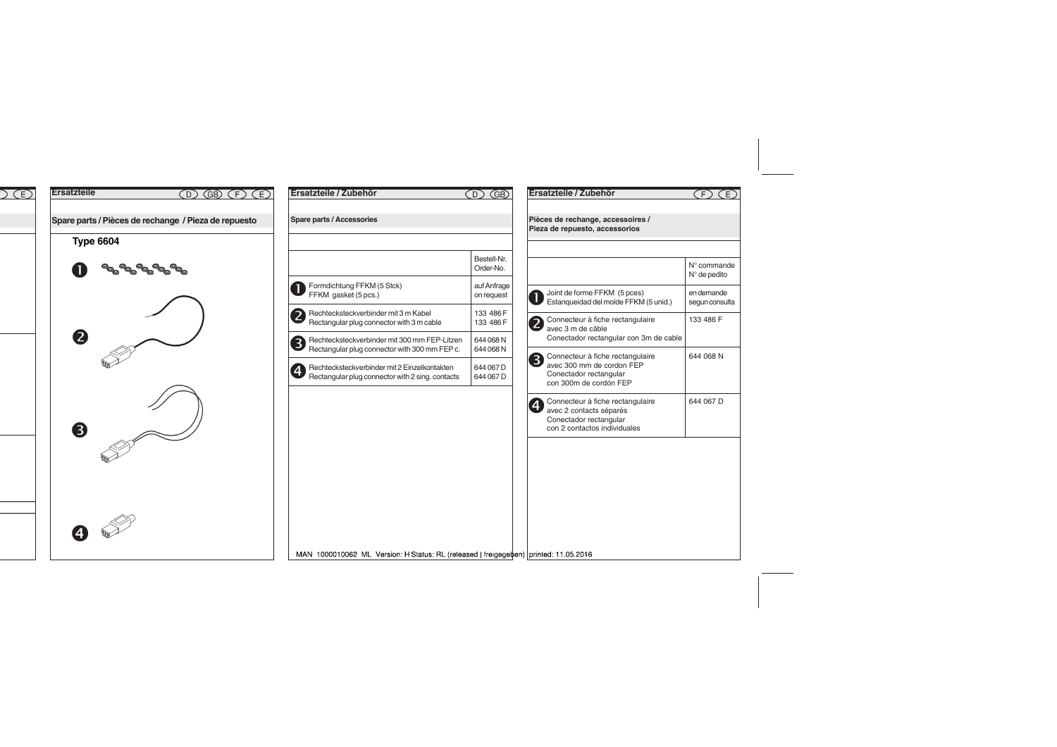## Ersatzteile

D GB F E

### Spare parts / Pièces de rechange / Pieza de repuesto

**Type 6604**

1

2

3

4

## Ersatzteile / Zubehör

D GB

### Spare parts / Accessories

| | | Bestell-Nr. Order-No. |
|---|---|---|
| 1 | Formdichtung FFKM (5 Stck) FFKM gasket (5 pcs.) | auf Anfrage on request |
| 2 | Rechtecksteckverbinder mit 3 m Kabel Rectangular plug connector with 3 m cable | 133 486 F 133 486 F |
| 3 | Rechtecksteckverbinder mit 300 mm FEP-Litzen Rectangular plug connector with 300 mm FEP c. | 644 068 N 644 068 N |
| 4 | Rechtecksteckverbinder mit 2 Einzelkontakten Rectangular plug connector with 2 sing. contacts | 644 067 D 644 067 D |

## Ersatzteile / Zubehör

F E

### Pièces de rechange, accessoires / Pieza de repuesto, accessorios

| | | N° commande N° de pedito |
|---|---|---|
| 1 | Joint de forme FFKM (5 pces) Estanqueidad del molde FFKM (5 unid.) | en demande segun consulta |
| 2 | Connecteur à fiche rectangulaire avec 3 m de câble Conectador rectangular con 3m de cable | 133 486 F |
| 3 | Connecteur à fiche rectangulaire avec 300 mm de cordon FEP Conectador rectangular con 300m de cordón FEP | 644 068 N |
| 4 | Connecteur à fiche rectangulaire avec 2 contacts séparés Conectador rectangular con 2 contactos individuales | 644 067 D |

MAN 1000010062 ML Version: H Status: RL (released | freigegeben) printed: 11.05.2016